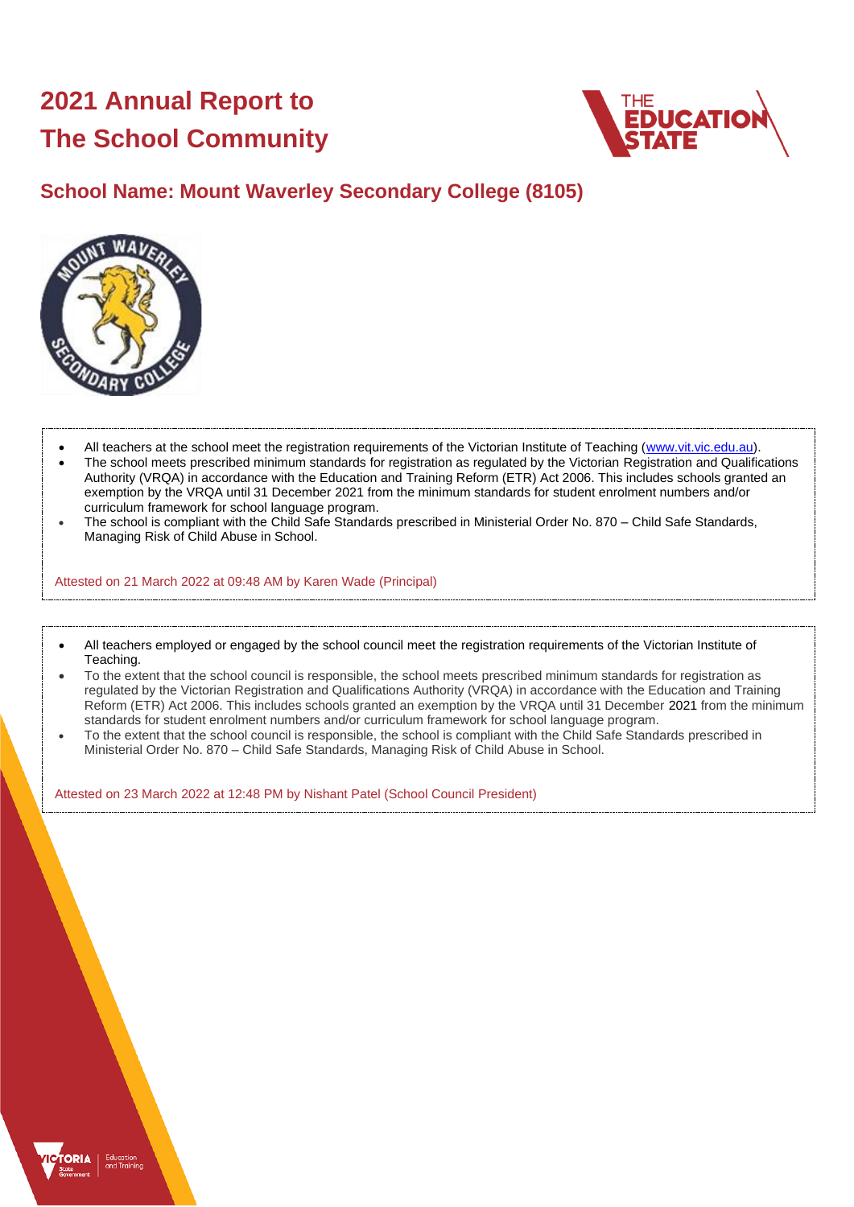# 2021 Annual Report to The School Community

## School Name: Mount Waverley Secondary College (8105)

- All teachers at the school meet the registration requirements of the Victorian Institute of Teaching (www.vit.vic.edu.au).
- The school meets prescribed minimum standards for registration as regulated by the Victorian Registration and Qualifications Authority (VRQA) in accordance with the Education and Training Reform (ETR) Act 2006. This includes schools granted an exemption by the VRQA until 31 December 2021 from the minimum standards for student enrolment numbers and/or curriculum framework for school language program.
- The school is compliant with the Child Safe Standards prescribed in Ministerial Order No. 870 – Child Safe Standards, Managing Risk of Child Abuse in School.

Attested on 21 March 2022 at 09:48 AM by Karen Wade (Principal)

- All teachers employed or engaged by the school council meet the registration requirements of the Victorian Institute of Teaching.
- To the extent that the school council is responsible, the school meets prescribed minimum standards for registration as regulated by the Victorian Registration and Qualifications Authority (VRQA) in accordance with the Education and Training Reform (ETR) Act 2006. This includes schools granted an exemption by the VRQA until 31 December 2021 from the minimum standards for student enrolment numbers and/or curriculum framework for school language program.
- To the extent that the school council is responsible, the school is compliant with the Child Safe Standards prescribed in Ministerial Order No. 870 – Child Safe Standards, Managing Risk of Child Abuse in School.

Attested on 23 March 2022 at 12:48 PM by Nishant Patel (School Council President)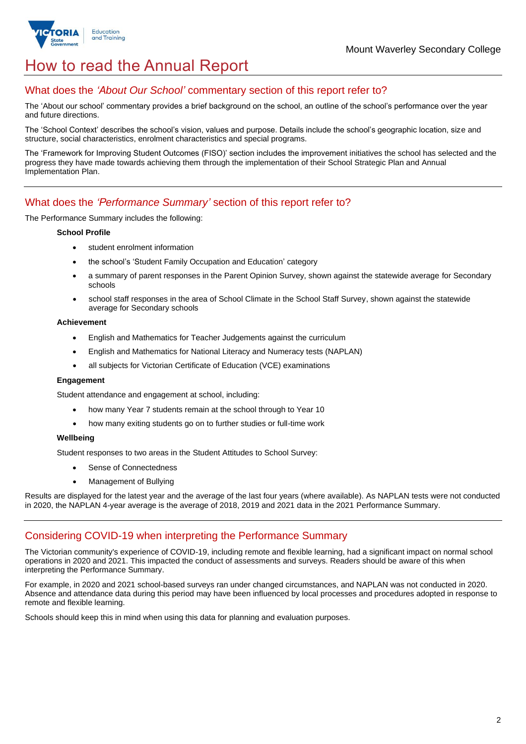# How to read the Annual Report

## What does the *'About Our School'* commentary section of this report refer to?

The 'About our school' commentary provides a brief background on the school, an outline of the school's performance over the year and future directions.

The 'School Context' describes the school's vision, values and purpose. Details include the school's geographic location, size and structure, social characteristics, enrolment characteristics and special programs.

The 'Framework for Improving Student Outcomes (FISO)' section includes the improvement initiatives the school has selected and the progress they have made towards achieving them through the implementation of their School Strategic Plan and Annual Implementation Plan.

## What does the *'Performance Summary'* section of this report refer to?

The Performance Summary includes the following:

**School Profile**

- student enrolment information
- the school's 'Student Family Occupation and Education' category
- a summary of parent responses in the Parent Opinion Survey, shown against the statewide average for Secondary schools
- school staff responses in the area of School Climate in the School Staff Survey, shown against the statewide average for Secondary schools

**Achievement**

- English and Mathematics for Teacher Judgements against the curriculum
- English and Mathematics for National Literacy and Numeracy tests (NAPLAN)
- all subjects for Victorian Certificate of Education (VCE) examinations

**Engagement**

Student attendance and engagement at school, including:

- how many Year 7 students remain at the school through to Year 10
- how many exiting students go on to further studies or full-time work

**Wellbeing**

Student responses to two areas in the Student Attitudes to School Survey:

- Sense of Connectedness
- Management of Bullying

Results are displayed for the latest year and the average of the last four years (where available). As NAPLAN tests were not conducted in 2020, the NAPLAN 4-year average is the average of 2018, 2019 and 2021 data in the 2021 Performance Summary.

## Considering COVID-19 when interpreting the Performance Summary

The Victorian community's experience of COVID-19, including remote and flexible learning, had a significant impact on normal school operations in 2020 and 2021. This impacted the conduct of assessments and surveys. Readers should be aware of this when interpreting the Performance Summary.

For example, in 2020 and 2021 school-based surveys ran under changed circumstances, and NAPLAN was not conducted in 2020. Absence and attendance data during this period may have been influenced by local processes and procedures adopted in response to remote and flexible learning.

Schools should keep this in mind when using this data for planning and evaluation purposes.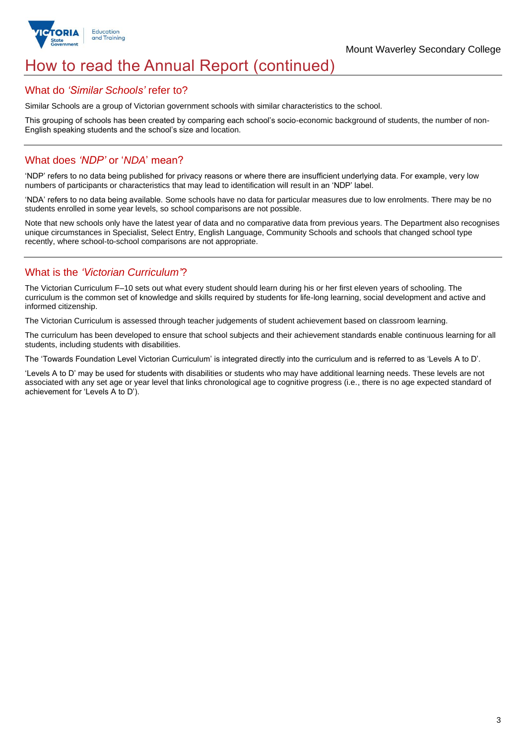# How to read the Annual Report (continued)

## What do *'Similar Schools'* refer to?

Similar Schools are a group of Victorian government schools with similar characteristics to the school.

This grouping of schools has been created by comparing each school's socio-economic background of students, the number of non-English speaking students and the school's size and location.

## What does *'NDP'* or '*NDA*' mean?

'NDP' refers to no data being published for privacy reasons or where there are insufficient underlying data. For example, very low numbers of participants or characteristics that may lead to identification will result in an 'NDP' label.

'NDA' refers to no data being available. Some schools have no data for particular measures due to low enrolments. There may be no students enrolled in some year levels, so school comparisons are not possible.

Note that new schools only have the latest year of data and no comparative data from previous years. The Department also recognises unique circumstances in Specialist, Select Entry, English Language, Community Schools and schools that changed school type recently, where school-to-school comparisons are not appropriate.

## What is the *'Victorian Curriculum'*?

The Victorian Curriculum F–10 sets out what every student should learn during his or her first eleven years of schooling. The curriculum is the common set of knowledge and skills required by students for life-long learning, social development and active and informed citizenship.

The Victorian Curriculum is assessed through teacher judgements of student achievement based on classroom learning.

The curriculum has been developed to ensure that school subjects and their achievement standards enable continuous learning for all students, including students with disabilities.

The 'Towards Foundation Level Victorian Curriculum' is integrated directly into the curriculum and is referred to as 'Levels A to D'.

'Levels A to D' may be used for students with disabilities or students who may have additional learning needs. These levels are not associated with any set age or year level that links chronological age to cognitive progress (i.e., there is no age expected standard of achievement for 'Levels A to D').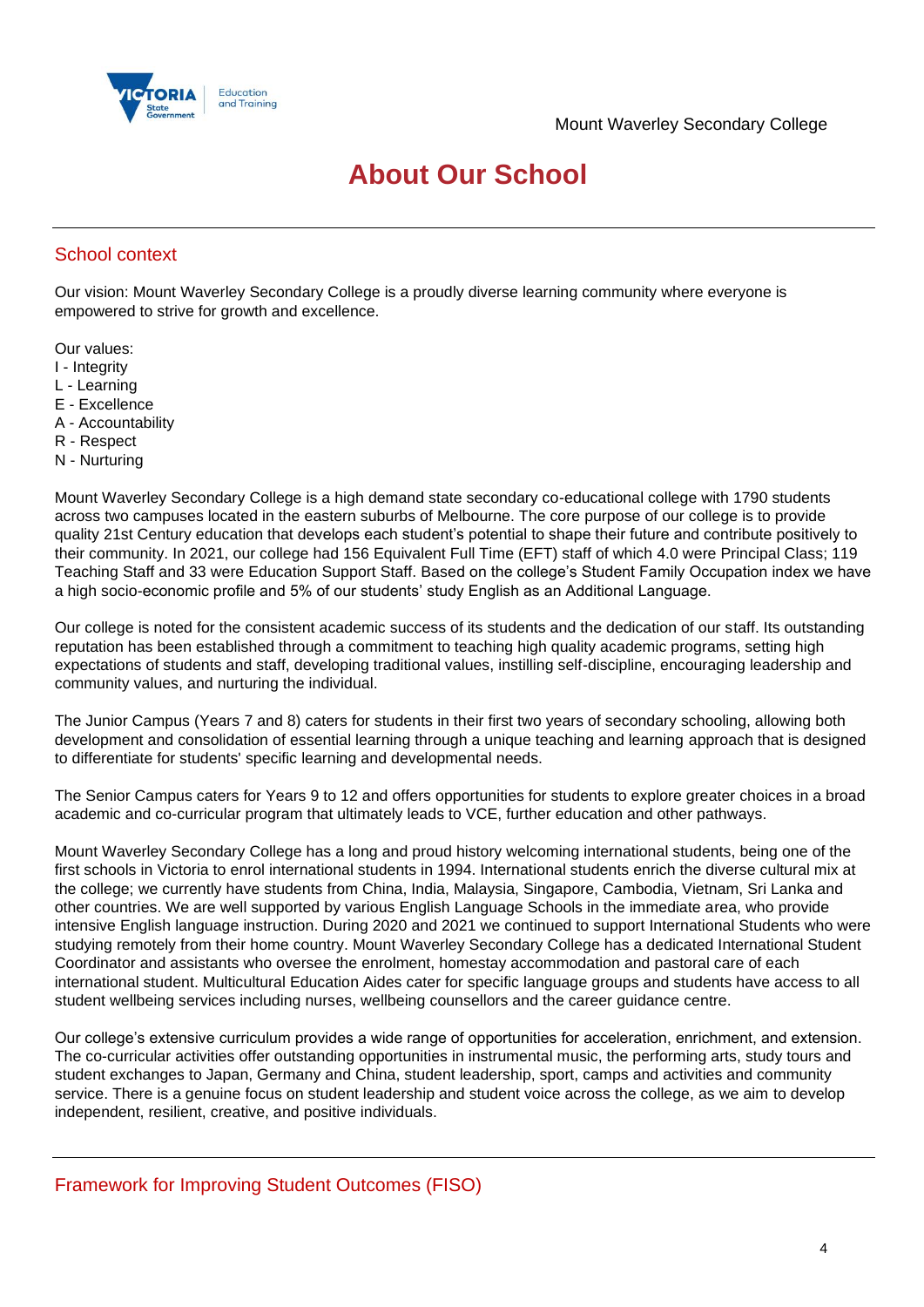# About Our School

## School context

Our vision: Mount Waverley Secondary College is a proudly diverse learning community where everyone is empowered to strive for growth and excellence.

Our values:
I - Integrity
L - Learning
E - Excellence
A - Accountability
R - Respect
N - Nurturing

Mount Waverley Secondary College is a high demand state secondary co-educational college with 1790 students across two campuses located in the eastern suburbs of Melbourne. The core purpose of our college is to provide quality 21st Century education that develops each student's potential to shape their future and contribute positively to their community. In 2021, our college had 156 Equivalent Full Time (EFT) staff of which 4.0 were Principal Class; 119 Teaching Staff and 33 were Education Support Staff. Based on the college's Student Family Occupation index we have a high socio-economic profile and 5% of our students' study English as an Additional Language.

Our college is noted for the consistent academic success of its students and the dedication of our staff. Its outstanding reputation has been established through a commitment to teaching high quality academic programs, setting high expectations of students and staff, developing traditional values, instilling self-discipline, encouraging leadership and community values, and nurturing the individual.

The Junior Campus (Years 7 and 8) caters for students in their first two years of secondary schooling, allowing both development and consolidation of essential learning through a unique teaching and learning approach that is designed to differentiate for students' specific learning and developmental needs.

The Senior Campus caters for Years 9 to 12 and offers opportunities for students to explore greater choices in a broad academic and co-curricular program that ultimately leads to VCE, further education and other pathways.

Mount Waverley Secondary College has a long and proud history welcoming international students, being one of the first schools in Victoria to enrol international students in 1994. International students enrich the diverse cultural mix at the college; we currently have students from China, India, Malaysia, Singapore, Cambodia, Vietnam, Sri Lanka and other countries. We are well supported by various English Language Schools in the immediate area, who provide intensive English language instruction. During 2020 and 2021 we continued to support International Students who were studying remotely from their home country. Mount Waverley Secondary College has a dedicated International Student Coordinator and assistants who oversee the enrolment, homestay accommodation and pastoral care of each international student. Multicultural Education Aides cater for specific language groups and students have access to all student wellbeing services including nurses, wellbeing counsellors and the career guidance centre.

Our college's extensive curriculum provides a wide range of opportunities for acceleration, enrichment, and extension. The co-curricular activities offer outstanding opportunities in instrumental music, the performing arts, study tours and student exchanges to Japan, Germany and China, student leadership, sport, camps and activities and community service. There is a genuine focus on student leadership and student voice across the college, as we aim to develop independent, resilient, creative, and positive individuals.

## Framework for Improving Student Outcomes (FISO)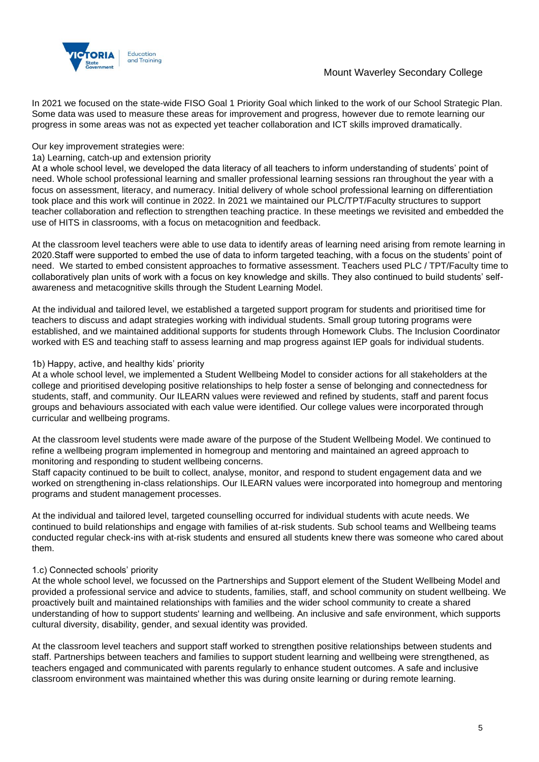In 2021 we focused on the state-wide FISO Goal 1 Priority Goal which linked to the work of our School Strategic Plan. Some data was used to measure these areas for improvement and progress, however due to remote learning our progress in some areas was not as expected yet teacher collaboration and ICT skills improved dramatically.

Our key improvement strategies were:

1a) Learning, catch-up and extension priority

At a whole school level, we developed the data literacy of all teachers to inform understanding of students' point of need. Whole school professional learning and smaller professional learning sessions ran throughout the year with a focus on assessment, literacy, and numeracy. Initial delivery of whole school professional learning on differentiation took place and this work will continue in 2022. In 2021 we maintained our PLC/TPT/Faculty structures to support teacher collaboration and reflection to strengthen teaching practice. In these meetings we revisited and embedded the use of HITS in classrooms, with a focus on metacognition and feedback.

At the classroom level teachers were able to use data to identify areas of learning need arising from remote learning in 2020.Staff were supported to embed the use of data to inform targeted teaching, with a focus on the students' point of need. We started to embed consistent approaches to formative assessment. Teachers used PLC / TPT/Faculty time to collaboratively plan units of work with a focus on key knowledge and skills. They also continued to build students' self-awareness and metacognitive skills through the Student Learning Model.

At the individual and tailored level, we established a targeted support program for students and prioritised time for teachers to discuss and adapt strategies working with individual students. Small group tutoring programs were established, and we maintained additional supports for students through Homework Clubs. The Inclusion Coordinator worked with ES and teaching staff to assess learning and map progress against IEP goals for individual students.

1b) Happy, active, and healthy kids' priority

At a whole school level, we implemented a Student Wellbeing Model to consider actions for all stakeholders at the college and prioritised developing positive relationships to help foster a sense of belonging and connectedness for students, staff, and community. Our ILEARN values were reviewed and refined by students, staff and parent focus groups and behaviours associated with each value were identified. Our college values were incorporated through curricular and wellbeing programs.

At the classroom level students were made aware of the purpose of the Student Wellbeing Model. We continued to refine a wellbeing program implemented in homegroup and mentoring and maintained an agreed approach to monitoring and responding to student wellbeing concerns.

Staff capacity continued to be built to collect, analyse, monitor, and respond to student engagement data and we worked on strengthening in-class relationships. Our ILEARN values were incorporated into homegroup and mentoring programs and student management processes.

At the individual and tailored level, targeted counselling occurred for individual students with acute needs. We continued to build relationships and engage with families of at-risk students. Sub school teams and Wellbeing teams conducted regular check-ins with at-risk students and ensured all students knew there was someone who cared about them.

1.c) Connected schools' priority

At the whole school level, we focussed on the Partnerships and Support element of the Student Wellbeing Model and provided a professional service and advice to students, families, staff, and school community on student wellbeing. We proactively built and maintained relationships with families and the wider school community to create a shared understanding of how to support students' learning and wellbeing. An inclusive and safe environment, which supports cultural diversity, disability, gender, and sexual identity was provided.

At the classroom level teachers and support staff worked to strengthen positive relationships between students and staff. Partnerships between teachers and families to support student learning and wellbeing were strengthened, as teachers engaged and communicated with parents regularly to enhance student outcomes. A safe and inclusive classroom environment was maintained whether this was during onsite learning or during remote learning.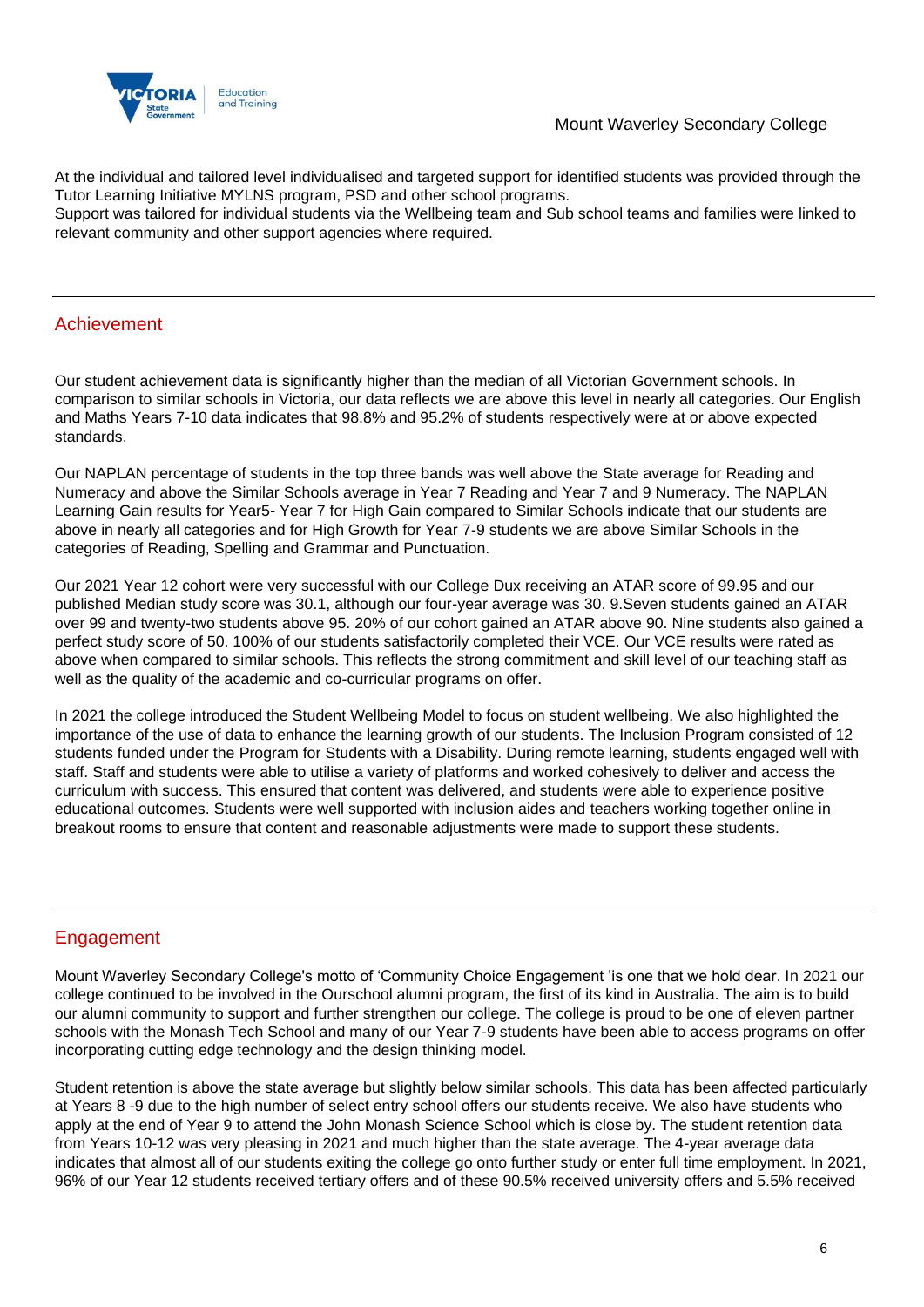At the individual and tailored level individualised and targeted support for identified students was provided through the Tutor Learning Initiative MYLNS program, PSD and other school programs.
Support was tailored for individual students via the Wellbeing team and Sub school teams and families were linked to relevant community and other support agencies where required.

## Achievement

Our student achievement data is significantly higher than the median of all Victorian Government schools. In comparison to similar schools in Victoria, our data reflects we are above this level in nearly all categories. Our English and Maths Years 7-10 data indicates that 98.8% and 95.2% of students respectively were at or above expected standards.

Our NAPLAN percentage of students in the top three bands was well above the State average for Reading and Numeracy and above the Similar Schools average in Year 7 Reading and Year 7 and 9 Numeracy. The NAPLAN Learning Gain results for Year5- Year 7 for High Gain compared to Similar Schools indicate that our students are above in nearly all categories and for High Growth for Year 7-9 students we are above Similar Schools in the categories of Reading, Spelling and Grammar and Punctuation.

Our 2021 Year 12 cohort were very successful with our College Dux receiving an ATAR score of 99.95 and our published Median study score was 30.1, although our four-year average was 30. 9.Seven students gained an ATAR over 99 and twenty-two students above 95. 20% of our cohort gained an ATAR above 90. Nine students also gained a perfect study score of 50. 100% of our students satisfactorily completed their VCE. Our VCE results were rated as above when compared to similar schools. This reflects the strong commitment and skill level of our teaching staff as well as the quality of the academic and co-curricular programs on offer.

In 2021 the college introduced the Student Wellbeing Model to focus on student wellbeing. We also highlighted the importance of the use of data to enhance the learning growth of our students. The Inclusion Program consisted of 12 students funded under the Program for Students with a Disability. During remote learning, students engaged well with staff. Staff and students were able to utilise a variety of platforms and worked cohesively to deliver and access the curriculum with success. This ensured that content was delivered, and students were able to experience positive educational outcomes. Students were well supported with inclusion aides and teachers working together online in breakout rooms to ensure that content and reasonable adjustments were made to support these students.

## Engagement

Mount Waverley Secondary College's motto of 'Community Choice Engagement 'is one that we hold dear. In 2021 our college continued to be involved in the Ourschool alumni program, the first of its kind in Australia. The aim is to build our alumni community to support and further strengthen our college. The college is proud to be one of eleven partner schools with the Monash Tech School and many of our Year 7-9 students have been able to access programs on offer incorporating cutting edge technology and the design thinking model.

Student retention is above the state average but slightly below similar schools. This data has been affected particularly at Years 8 -9 due to the high number of select entry school offers our students receive. We also have students who apply at the end of Year 9 to attend the John Monash Science School which is close by. The student retention data from Years 10-12 was very pleasing in 2021 and much higher than the state average. The 4-year average data indicates that almost all of our students exiting the college go onto further study or enter full time employment. In 2021, 96% of our Year 12 students received tertiary offers and of these 90.5% received university offers and 5.5% received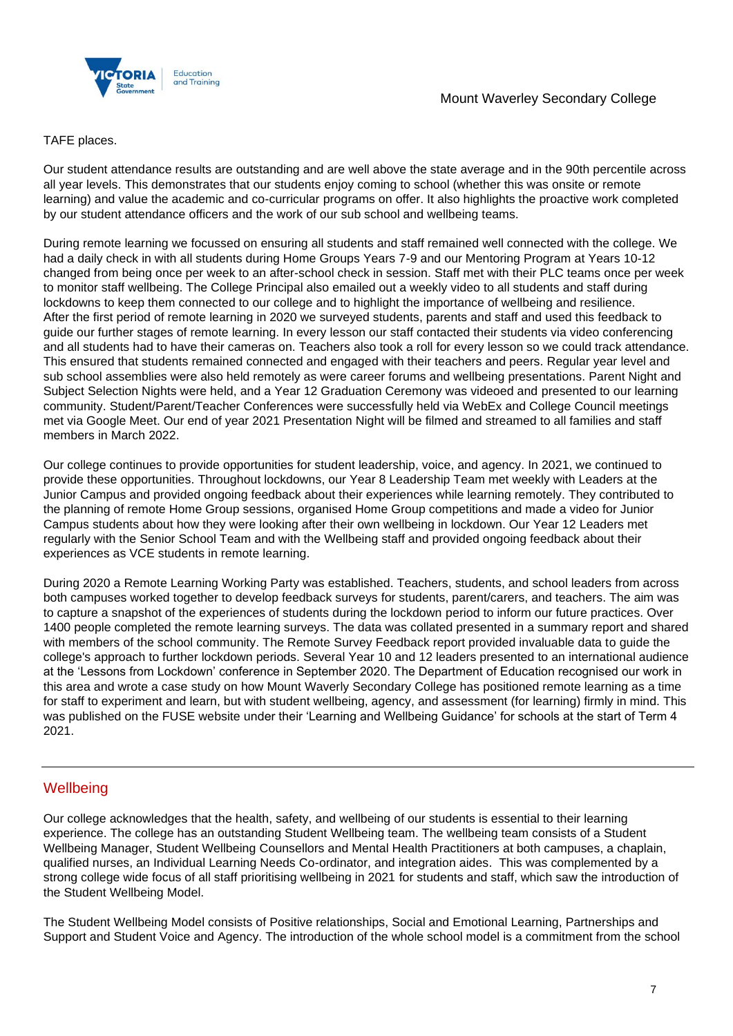TAFE places.

Our student attendance results are outstanding and are well above the state average and in the 90th percentile across all year levels. This demonstrates that our students enjoy coming to school (whether this was onsite or remote learning) and value the academic and co-curricular programs on offer. It also highlights the proactive work completed by our student attendance officers and the work of our sub school and wellbeing teams.

During remote learning we focussed on ensuring all students and staff remained well connected with the college. We had a daily check in with all students during Home Groups Years 7-9 and our Mentoring Program at Years 10-12 changed from being once per week to an after-school check in session. Staff met with their PLC teams once per week to monitor staff wellbeing. The College Principal also emailed out a weekly video to all students and staff during lockdowns to keep them connected to our college and to highlight the importance of wellbeing and resilience. After the first period of remote learning in 2020 we surveyed students, parents and staff and used this feedback to guide our further stages of remote learning. In every lesson our staff contacted their students via video conferencing and all students had to have their cameras on. Teachers also took a roll for every lesson so we could track attendance. This ensured that students remained connected and engaged with their teachers and peers. Regular year level and sub school assemblies were also held remotely as were career forums and wellbeing presentations. Parent Night and Subject Selection Nights were held, and a Year 12 Graduation Ceremony was videoed and presented to our learning community. Student/Parent/Teacher Conferences were successfully held via WebEx and College Council meetings met via Google Meet. Our end of year 2021 Presentation Night will be filmed and streamed to all families and staff members in March 2022.

Our college continues to provide opportunities for student leadership, voice, and agency. In 2021, we continued to provide these opportunities. Throughout lockdowns, our Year 8 Leadership Team met weekly with Leaders at the Junior Campus and provided ongoing feedback about their experiences while learning remotely. They contributed to the planning of remote Home Group sessions, organised Home Group competitions and made a video for Junior Campus students about how they were looking after their own wellbeing in lockdown. Our Year 12 Leaders met regularly with the Senior School Team and with the Wellbeing staff and provided ongoing feedback about their experiences as VCE students in remote learning.

During 2020 a Remote Learning Working Party was established. Teachers, students, and school leaders from across both campuses worked together to develop feedback surveys for students, parent/carers, and teachers. The aim was to capture a snapshot of the experiences of students during the lockdown period to inform our future practices. Over 1400 people completed the remote learning surveys. The data was collated presented in a summary report and shared with members of the school community. The Remote Survey Feedback report provided invaluable data to guide the college's approach to further lockdown periods. Several Year 10 and 12 leaders presented to an international audience at the 'Lessons from Lockdown' conference in September 2020. The Department of Education recognised our work in this area and wrote a case study on how Mount Waverly Secondary College has positioned remote learning as a time for staff to experiment and learn, but with student wellbeing, agency, and assessment (for learning) firmly in mind. This was published on the FUSE website under their 'Learning and Wellbeing Guidance' for schools at the start of Term 4 2021.

## Wellbeing

Our college acknowledges that the health, safety, and wellbeing of our students is essential to their learning experience. The college has an outstanding Student Wellbeing team. The wellbeing team consists of a Student Wellbeing Manager, Student Wellbeing Counsellors and Mental Health Practitioners at both campuses, a chaplain, qualified nurses, an Individual Learning Needs Co-ordinator, and integration aides. This was complemented by a strong college wide focus of all staff prioritising wellbeing in 2021 for students and staff, which saw the introduction of the Student Wellbeing Model.

The Student Wellbeing Model consists of Positive relationships, Social and Emotional Learning, Partnerships and Support and Student Voice and Agency. The introduction of the whole school model is a commitment from the school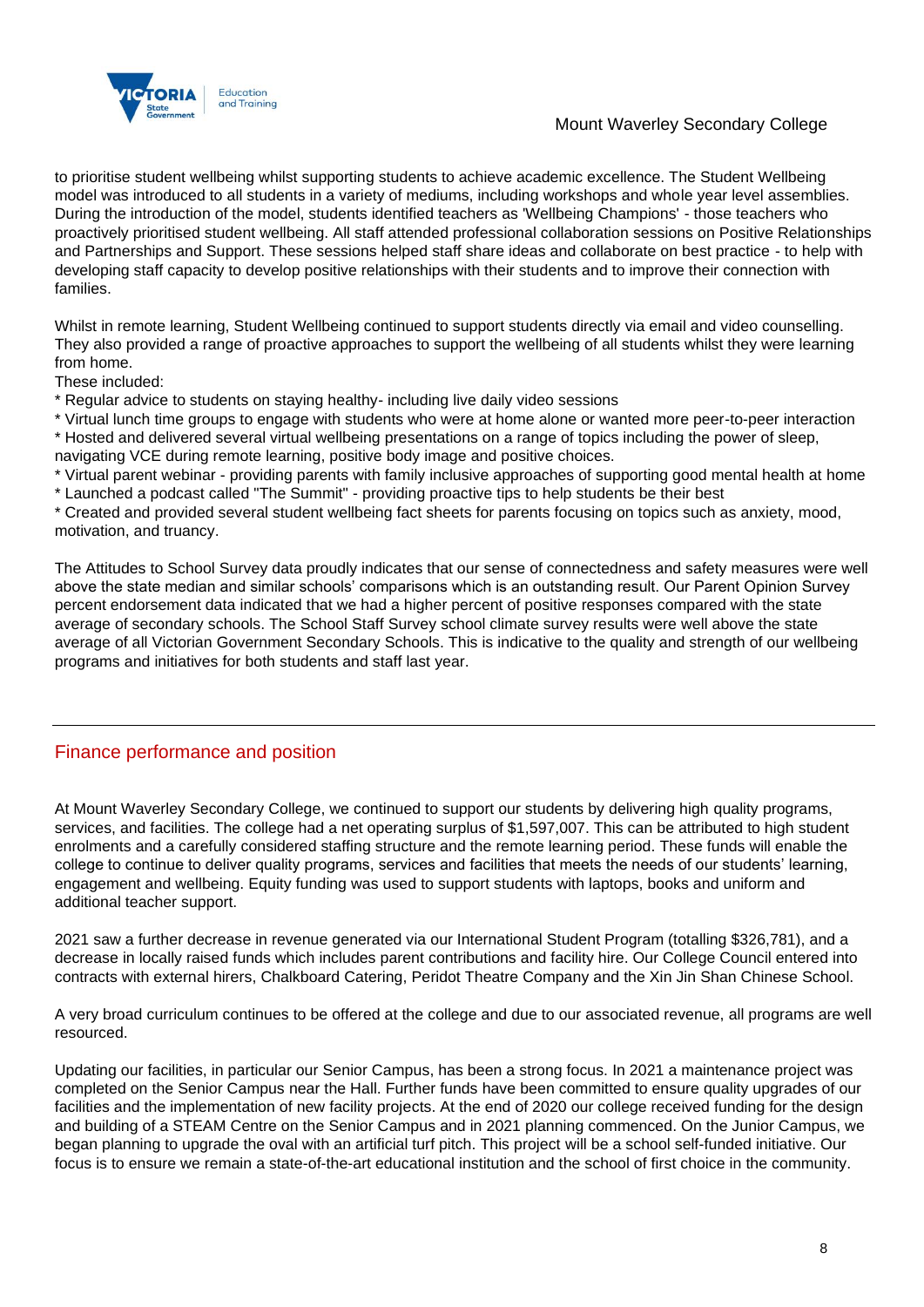to prioritise student wellbeing whilst supporting students to achieve academic excellence. The Student Wellbeing model was introduced to all students in a variety of mediums, including workshops and whole year level assemblies. During the introduction of the model, students identified teachers as 'Wellbeing Champions' - those teachers who proactively prioritised student wellbeing. All staff attended professional collaboration sessions on Positive Relationships and Partnerships and Support. These sessions helped staff share ideas and collaborate on best practice - to help with developing staff capacity to develop positive relationships with their students and to improve their connection with families.

Whilst in remote learning, Student Wellbeing continued to support students directly via email and video counselling. They also provided a range of proactive approaches to support the wellbeing of all students whilst they were learning from home.
These included:

* Regular advice to students on staying healthy- including live daily video sessions
* Virtual lunch time groups to engage with students who were at home alone or wanted more peer-to-peer interaction
* Hosted and delivered several virtual wellbeing presentations on a range of topics including the power of sleep, navigating VCE during remote learning, positive body image and positive choices.
* Virtual parent webinar - providing parents with family inclusive approaches of supporting good mental health at home
* Launched a podcast called "The Summit" - providing proactive tips to help students be their best
* Created and provided several student wellbeing fact sheets for parents focusing on topics such as anxiety, mood, motivation, and truancy.

The Attitudes to School Survey data proudly indicates that our sense of connectedness and safety measures were well above the state median and similar schools' comparisons which is an outstanding result. Our Parent Opinion Survey percent endorsement data indicated that we had a higher percent of positive responses compared with the state average of secondary schools. The School Staff Survey school climate survey results were well above the state average of all Victorian Government Secondary Schools. This is indicative to the quality and strength of our wellbeing programs and initiatives for both students and staff last year.

## Finance performance and position

At Mount Waverley Secondary College, we continued to support our students by delivering high quality programs, services, and facilities. The college had a net operating surplus of $1,597,007. This can be attributed to high student enrolments and a carefully considered staffing structure and the remote learning period. These funds will enable the college to continue to deliver quality programs, services and facilities that meets the needs of our students' learning, engagement and wellbeing. Equity funding was used to support students with laptops, books and uniform and additional teacher support.

2021 saw a further decrease in revenue generated via our International Student Program (totalling $326,781), and a decrease in locally raised funds which includes parent contributions and facility hire. Our College Council entered into contracts with external hirers, Chalkboard Catering, Peridot Theatre Company and the Xin Jin Shan Chinese School.

A very broad curriculum continues to be offered at the college and due to our associated revenue, all programs are well resourced.

Updating our facilities, in particular our Senior Campus, has been a strong focus. In 2021 a maintenance project was completed on the Senior Campus near the Hall. Further funds have been committed to ensure quality upgrades of our facilities and the implementation of new facility projects. At the end of 2020 our college received funding for the design and building of a STEAM Centre on the Senior Campus and in 2021 planning commenced. On the Junior Campus, we began planning to upgrade the oval with an artificial turf pitch. This project will be a school self-funded initiative. Our focus is to ensure we remain a state-of-the-art educational institution and the school of first choice in the community.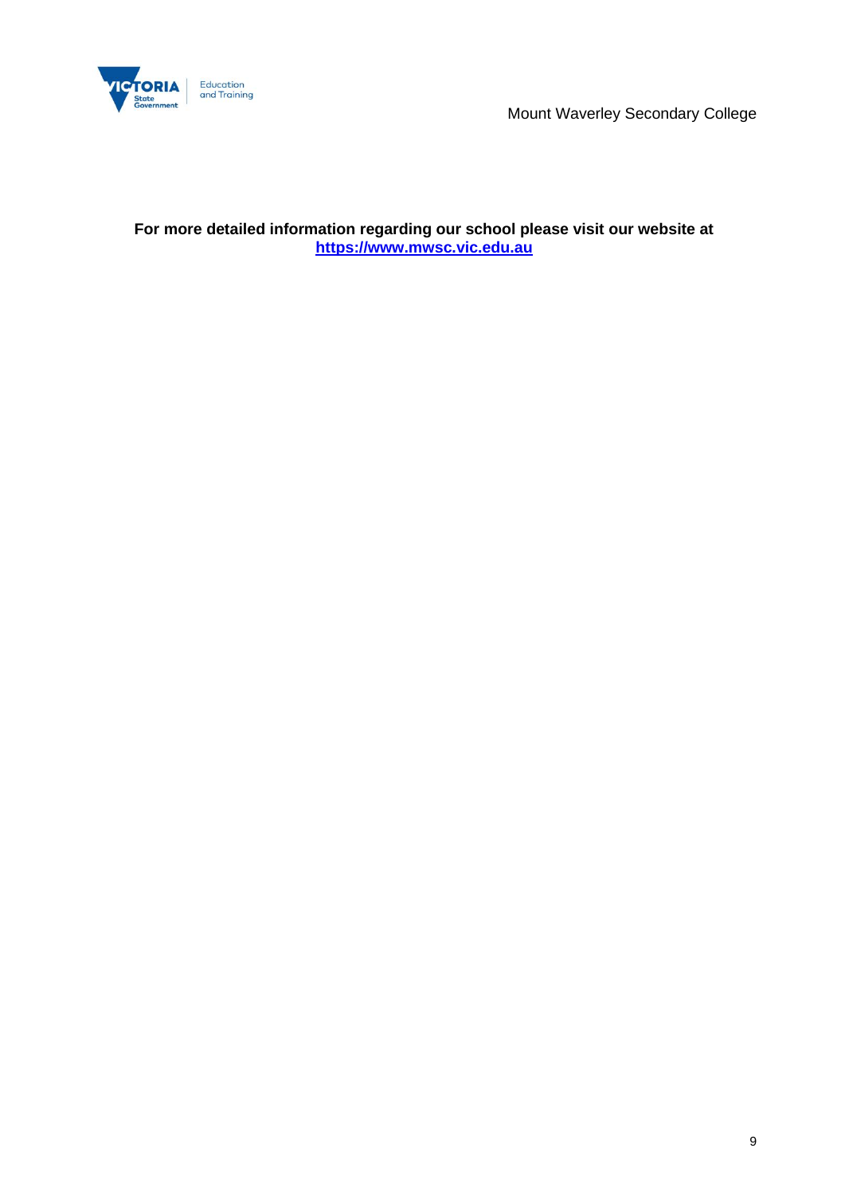**For more detailed information regarding our school please visit our website at https://www.mwsc.vic.edu.au**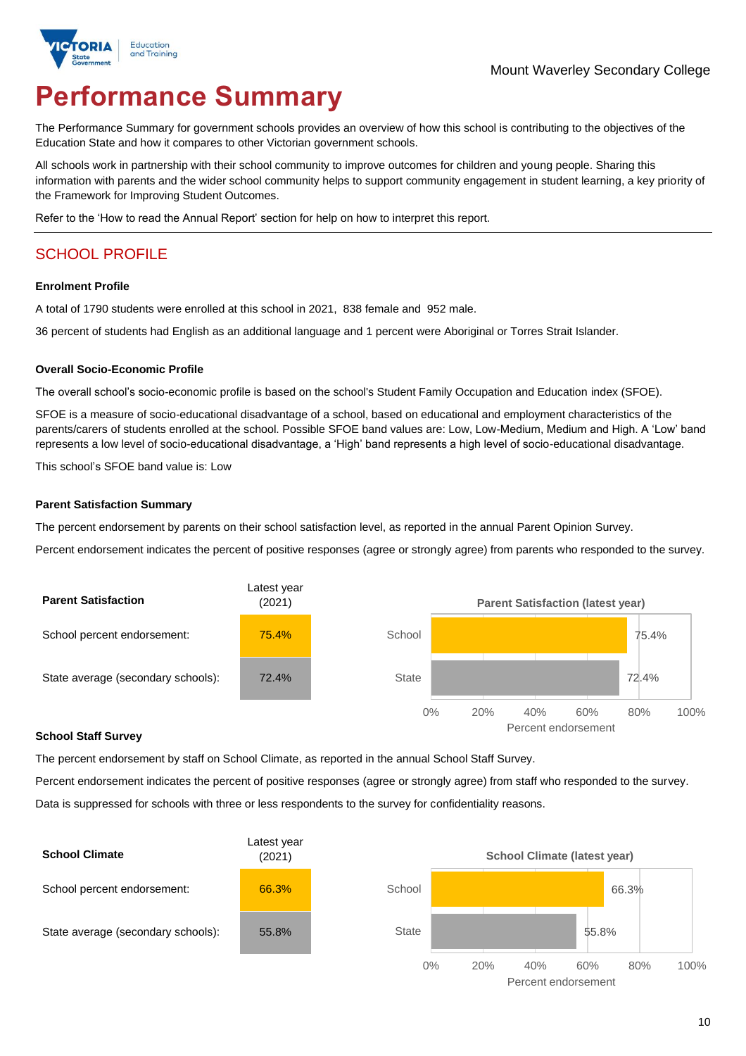Mount Waverley Secondary College

# Performance Summary

The Performance Summary for government schools provides an overview of how this school is contributing to the objectives of the Education State and how it compares to other Victorian government schools.

All schools work in partnership with their school community to improve outcomes for children and young people. Sharing this information with parents and the wider school community helps to support community engagement in student learning, a key priority of the Framework for Improving Student Outcomes.

Refer to the 'How to read the Annual Report' section for help on how to interpret this report.

## SCHOOL PROFILE

**Enrolment Profile**

A total of 1790 students were enrolled at this school in 2021, 838 female and 952 male.

36 percent of students had English as an additional language and 1 percent were Aboriginal or Torres Strait Islander.

**Overall Socio-Economic Profile**

The overall school's socio-economic profile is based on the school's Student Family Occupation and Education index (SFOE).

SFOE is a measure of socio-educational disadvantage of a school, based on educational and employment characteristics of the parents/carers of students enrolled at the school. Possible SFOE band values are: Low, Low-Medium, Medium and High. A 'Low' band represents a low level of socio-educational disadvantage, a 'High' band represents a high level of socio-educational disadvantage.

This school's SFOE band value is: Low

**Parent Satisfaction Summary**

The percent endorsement by parents on their school satisfaction level, as reported in the annual Parent Opinion Survey.

Percent endorsement indicates the percent of positive responses (agree or strongly agree) from parents who responded to the survey.

| Parent Satisfaction | Latest year (2021) |
|---|---|
| School percent endorsement: | 75.4% |
| State average (secondary schools): | 72.4% |

Parent Satisfaction (latest year)

| | Percent endorsement |
|---|---|
| School | 75.4% |
| State | 72.4% |

**School Staff Survey**

The percent endorsement by staff on School Climate, as reported in the annual School Staff Survey.

Percent endorsement indicates the percent of positive responses (agree or strongly agree) from staff who responded to the survey.

Data is suppressed for schools with three or less respondents to the survey for confidentiality reasons.

| School Climate | Latest year (2021) |
|---|---|
| School percent endorsement: | 66.3% |
| State average (secondary schools): | 55.8% |

School Climate (latest year)

| | Percent endorsement |
|---|---|
| School | 66.3% |
| State | 55.8% |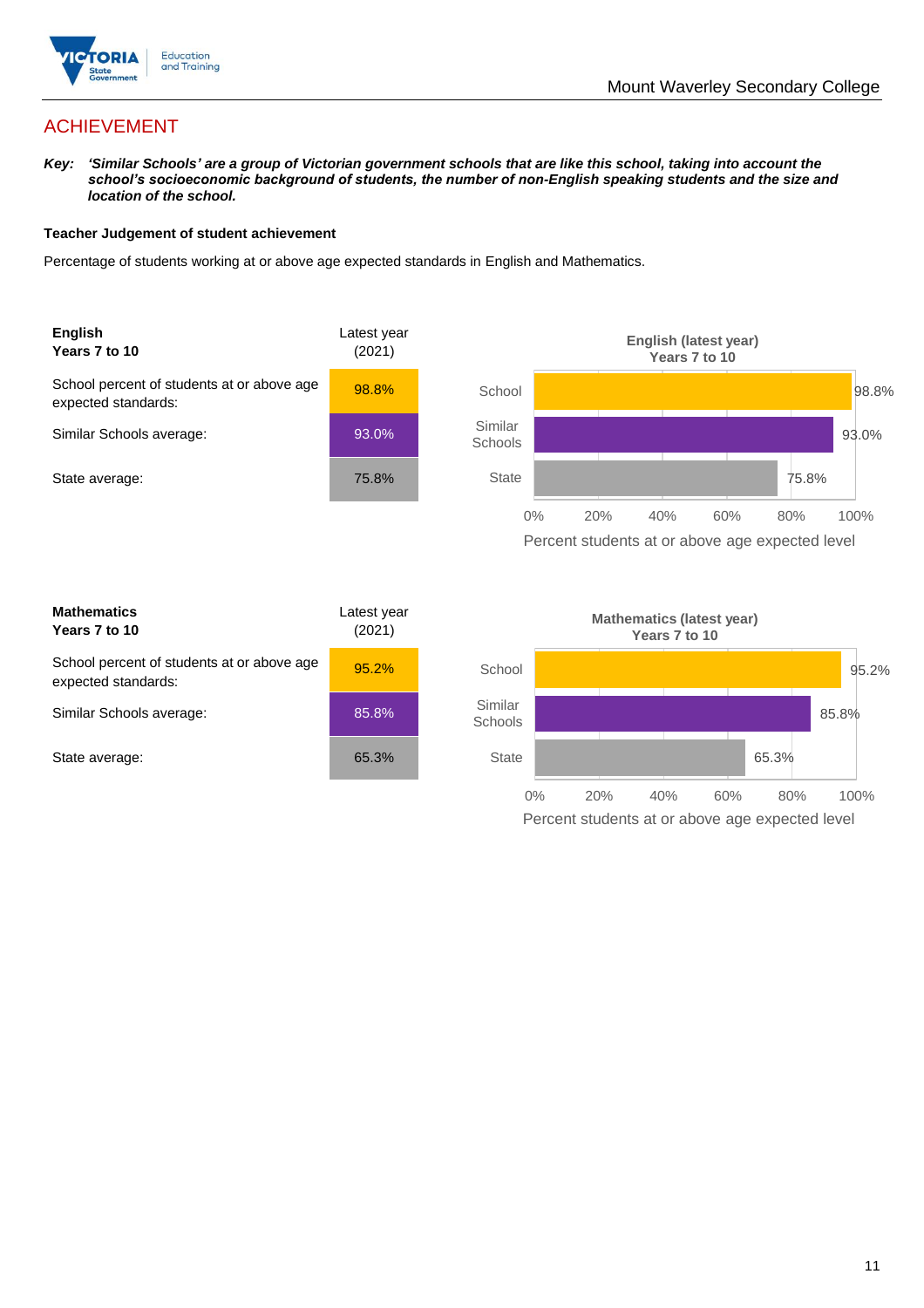## ACHIEVEMENT

***Key:*** ***'Similar Schools' are a group of Victorian government schools that are like this school, taking into account the school's socioeconomic background of students, the number of non-English speaking students and the size and location of the school.***

**Teacher Judgement of student achievement**

Percentage of students working at or above age expected standards in English and Mathematics.

| **English Years 7 to 10** | Latest year (2021) |
|---|---|
| School percent of students at or above age expected standards: | 98.8% |
| Similar Schools average: | 93.0% |
| State average: | 75.8% |

**English (latest year) Years 7 to 10**

| | Percent students at or above age expected level |
|---|---|
| School | 98.8% |
| Similar Schools | 93.0% |
| State | 75.8% |

| **Mathematics Years 7 to 10** | Latest year (2021) |
|---|---|
| School percent of students at or above age expected standards: | 95.2% |
| Similar Schools average: | 85.8% |
| State average: | 65.3% |

**Mathematics (latest year) Years 7 to 10**

| | Percent students at or above age expected level |
|---|---|
| School | 95.2% |
| Similar Schools | 85.8% |
| State | 65.3% |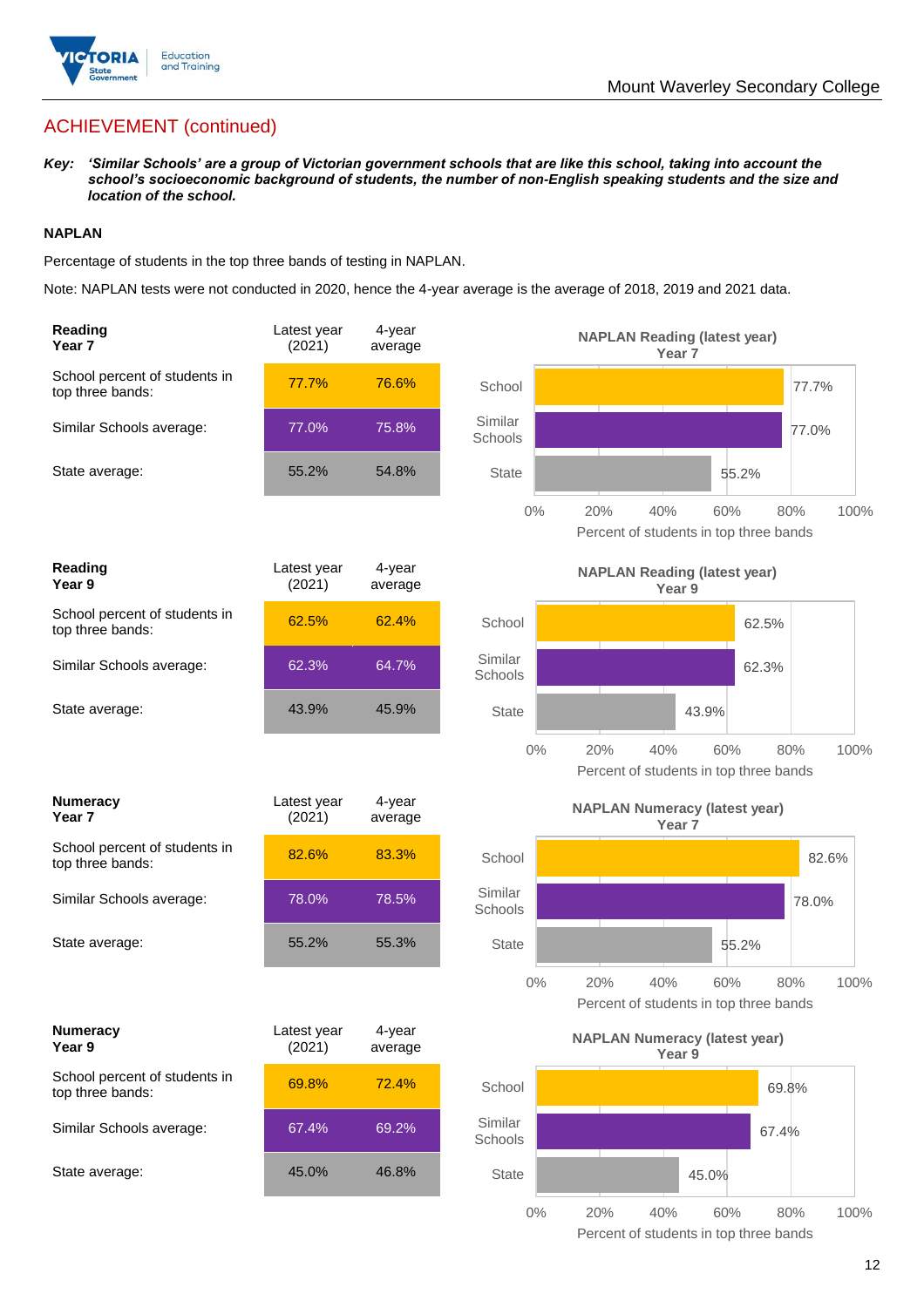## ACHIEVEMENT (continued)

***Key:*** ***'Similar Schools' are a group of Victorian government schools that are like this school, taking into account the school's socioeconomic background of students, the number of non-English speaking students and the size and location of the school.***

### NAPLAN

Percentage of students in the top three bands of testing in NAPLAN.

Note: NAPLAN tests were not conducted in 2020, hence the 4-year average is the average of 2018, 2019 and 2021 data.

| Reading Year 7 | Latest year (2021) | 4-year average |
|---|---|---|
| School percent of students in top three bands: | 77.7% | 76.6% |
| Similar Schools average: | 77.0% | 75.8% |
| State average: | 55.2% | 54.8% |

**NAPLAN Reading (latest year) Year 7**

School: 77.7%; Similar Schools: 77.0%; State: 55.2%

Percent of students in top three bands

| Reading Year 9 | Latest year (2021) | 4-year average |
|---|---|---|
| School percent of students in top three bands: | 62.5% | 62.4% |
| Similar Schools average: | 62.3% | 64.7% |
| State average: | 43.9% | 45.9% |

**NAPLAN Reading (latest year) Year 9**

School: 62.5%; Similar Schools: 62.3%; State: 43.9%

Percent of students in top three bands

| Numeracy Year 7 | Latest year (2021) | 4-year average |
|---|---|---|
| School percent of students in top three bands: | 82.6% | 83.3% |
| Similar Schools average: | 78.0% | 78.5% |
| State average: | 55.2% | 55.3% |

**NAPLAN Numeracy (latest year) Year 7**

School: 82.6%; Similar Schools: 78.0%; State: 55.2%

Percent of students in top three bands

| Numeracy Year 9 | Latest year (2021) | 4-year average |
|---|---|---|
| School percent of students in top three bands: | 69.8% | 72.4% |
| Similar Schools average: | 67.4% | 69.2% |
| State average: | 45.0% | 46.8% |

**NAPLAN Numeracy (latest year) Year 9**

School: 69.8%; Similar Schools: 67.4%; State: 45.0%

Percent of students in top three bands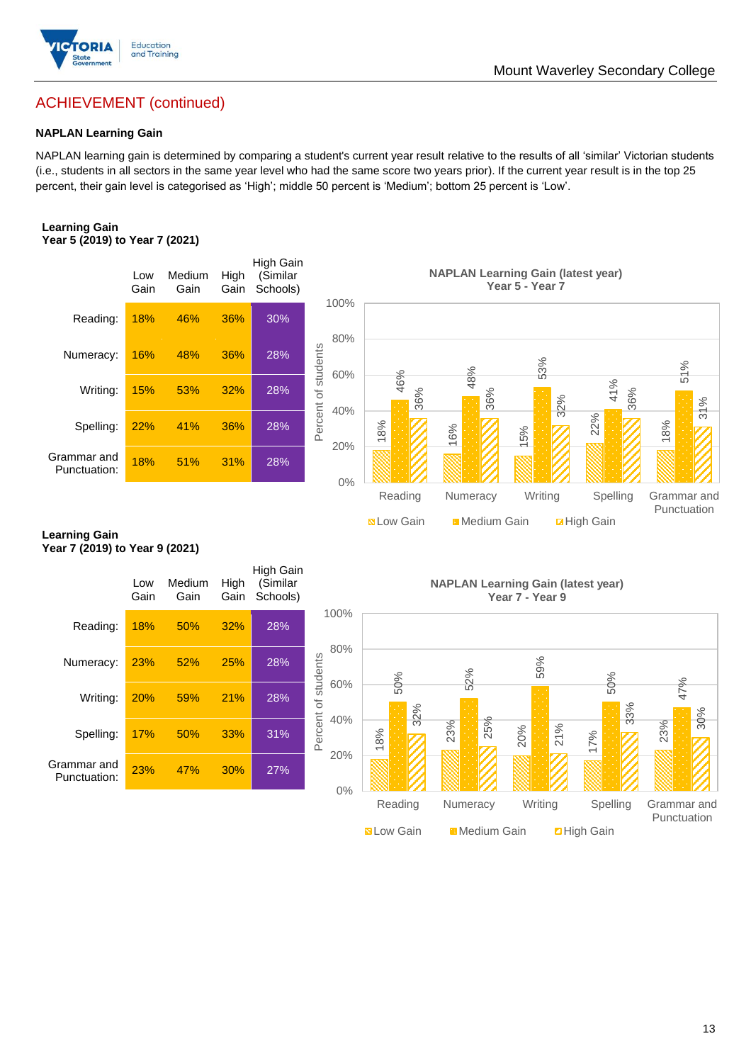## ACHIEVEMENT (continued)

**NAPLAN Learning Gain**

NAPLAN learning gain is determined by comparing a student's current year result relative to the results of all 'similar' Victorian students (i.e., students in all sectors in the same year level who had the same score two years prior). If the current year result is in the top 25 percent, their gain level is categorised as 'High'; middle 50 percent is 'Medium'; bottom 25 percent is 'Low'.

**Learning Gain**
**Year 5 (2019) to Year 7 (2021)**

| | Low Gain | Medium Gain | High Gain | High Gain (Similar Schools) |
|---|---|---|---|---|
| Reading: | 18% | 46% | 36% | 30% |
| Numeracy: | 16% | 48% | 36% | 28% |
| Writing: | 15% | 53% | 32% | 28% |
| Spelling: | 22% | 41% | 36% | 28% |
| Grammar and Punctuation: | 18% | 51% | 31% | 28% |

**NAPLAN Learning Gain (latest year)**
**Year 5 - Year 7**

| | Low Gain | Medium Gain | High Gain |
|---|---|---|---|
| Reading | 18% | 46% | 36% |
| Numeracy | 16% | 48% | 36% |
| Writing | 15% | 53% | 32% |
| Spelling | 22% | 41% | 36% |
| Grammar and Punctuation | 18% | 51% | 31% |

**Learning Gain**
**Year 7 (2019) to Year 9 (2021)**

| | Low Gain | Medium Gain | High Gain | High Gain (Similar Schools) |
|---|---|---|---|---|
| Reading: | 18% | 50% | 32% | 28% |
| Numeracy: | 23% | 52% | 25% | 28% |
| Writing: | 20% | 59% | 21% | 28% |
| Spelling: | 17% | 50% | 33% | 31% |
| Grammar and Punctuation: | 23% | 47% | 30% | 27% |

**NAPLAN Learning Gain (latest year)**
**Year 7 - Year 9**

| | Low Gain | Medium Gain | High Gain |
|---|---|---|---|
| Reading | 18% | 50% | 32% |
| Numeracy | 23% | 52% | 25% |
| Writing | 20% | 59% | 21% |
| Spelling | 17% | 50% | 33% |
| Grammar and Punctuation | 23% | 47% | 30% |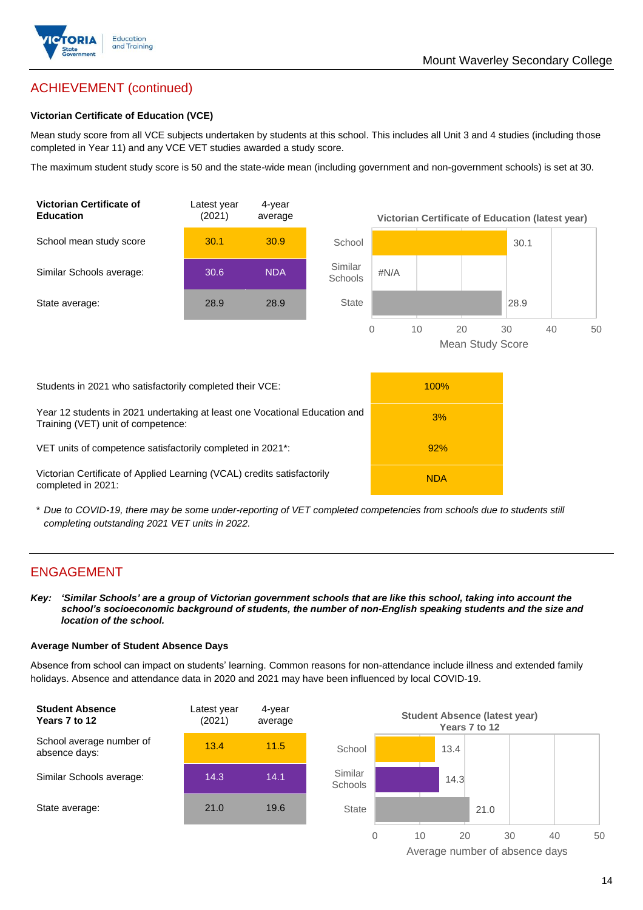## ACHIEVEMENT (continued)

### Victorian Certificate of Education (VCE)

Mean study score from all VCE subjects undertaken by students at this school. This includes all Unit 3 and 4 studies (including those completed in Year 11) and any VCE VET studies awarded a study score.

The maximum student study score is 50 and the state-wide mean (including government and non-government schools) is set at 30.

| Victorian Certificate of Education | Latest year (2021) | 4-year average |
|---|---|---|
| School mean study score | 30.1 | 30.9 |
| Similar Schools average: | 30.6 | NDA |
| State average: | 28.9 | 28.9 |

Victorian Certificate of Education (latest year)

| | Mean Study Score |
|---|---|
| School | 30.1 |
| Similar Schools | #N/A |
| State | 28.9 |

| | |
|---|---|
| Students in 2021 who satisfactorily completed their VCE: | 100% |
| Year 12 students in 2021 undertaking at least one Vocational Education and Training (VET) unit of competence: | 3% |
| VET units of competence satisfactorily completed in 2021*: | 92% |
| Victorian Certificate of Applied Learning (VCAL) credits satisfactorily completed in 2021: | NDA |

\* *Due to COVID-19, there may be some under-reporting of VET completed competencies from schools due to students still completing outstanding 2021 VET units in 2022.*

## ENGAGEMENT

**Key:** ***'Similar Schools' are a group of Victorian government schools that are like this school, taking into account the school's socioeconomic background of students, the number of non-English speaking students and the size and location of the school.***

### Average Number of Student Absence Days

Absence from school can impact on students' learning. Common reasons for non-attendance include illness and extended family holidays. Absence and attendance data in 2020 and 2021 may have been influenced by local COVID-19.

| Student Absence Years 7 to 12 | Latest year (2021) | 4-year average |
|---|---|---|
| School average number of absence days: | 13.4 | 11.5 |
| Similar Schools average: | 14.3 | 14.1 |
| State average: | 21.0 | 19.6 |

Student Absence (latest year) Years 7 to 12

| | Average number of absence days |
|---|---|
| School | 13.4 |
| Similar Schools | 14.3 |
| State | 21.0 |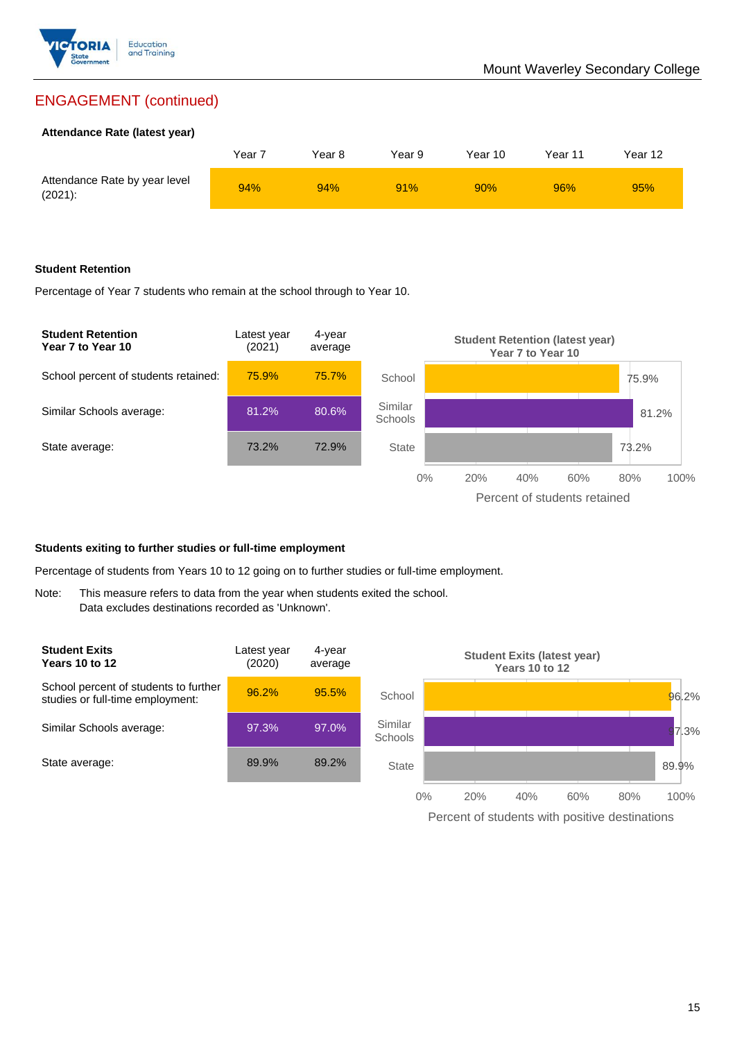## ENGAGEMENT (continued)

### Attendance Rate (latest year)

| | Year 7 | Year 8 | Year 9 | Year 10 | Year 11 | Year 12 |
|---|---|---|---|---|---|---|
| Attendance Rate by year level (2021): | 94% | 94% | 91% | 90% | 96% | 95% |

### Student Retention

Percentage of Year 7 students who remain at the school through to Year 10.

| Student Retention Year 7 to Year 10 | Latest year (2021) | 4-year average |
|---|---|---|
| School percent of students retained: | 75.9% | 75.7% |
| Similar Schools average: | 81.2% | 80.6% |
| State average: | 73.2% | 72.9% |

**Student Retention (latest year) Year 7 to Year 10**

School: 75.9%
Similar Schools: 81.2%
State: 73.2%

Percent of students retained

### Students exiting to further studies or full-time employment

Percentage of students from Years 10 to 12 going on to further studies or full-time employment.

Note: This measure refers to data from the year when students exited the school. Data excludes destinations recorded as 'Unknown'.

| Student Exits Years 10 to 12 | Latest year (2020) | 4-year average |
|---|---|---|
| School percent of students to further studies or full-time employment: | 96.2% | 95.5% |
| Similar Schools average: | 97.3% | 97.0% |
| State average: | 89.9% | 89.2% |

**Student Exits (latest year) Years 10 to 12**

School: 96.2%
Similar Schools: 97.3%
State: 89.9%

Percent of students with positive destinations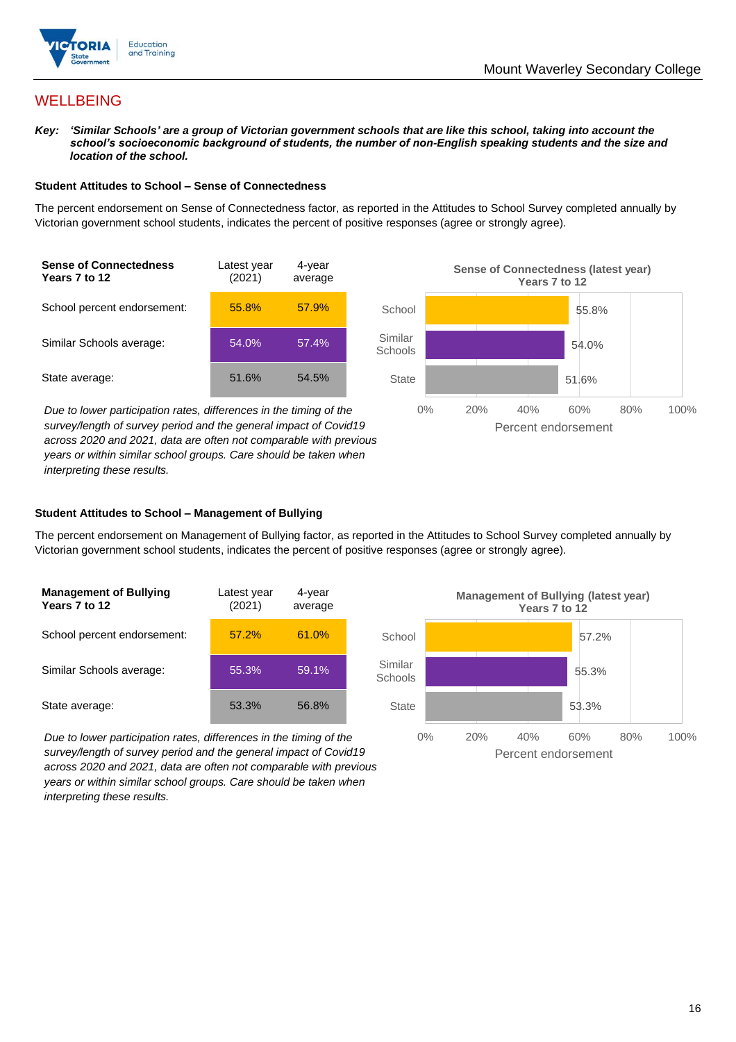# WELLBEING

***Key:*** ***'Similar Schools' are a group of Victorian government schools that are like this school, taking into account the school's socioeconomic background of students, the number of non-English speaking students and the size and location of the school.***

### Student Attitudes to School – Sense of Connectedness

The percent endorsement on Sense of Connectedness factor, as reported in the Attitudes to School Survey completed annually by Victorian government school students, indicates the percent of positive responses (agree or strongly agree).

| **Sense of Connectedness Years 7 to 12** | Latest year (2021) | 4-year average |
|---|---|---|
| School percent endorsement: | 55.8% | 57.9% |
| Similar Schools average: | 54.0% | 57.4% |
| State average: | 51.6% | 54.5% |

*Due to lower participation rates, differences in the timing of the survey/length of survey period and the general impact of Covid19 across 2020 and 2021, data are often not comparable with previous years or within similar school groups. Care should be taken when interpreting these results.*

**Sense of Connectedness (latest year) Years 7 to 12**

| | Percent endorsement |
|---|---|
| School | 55.8% |
| Similar Schools | 54.0% |
| State | 51.6% |

### Student Attitudes to School – Management of Bullying

The percent endorsement on Management of Bullying factor, as reported in the Attitudes to School Survey completed annually by Victorian government school students, indicates the percent of positive responses (agree or strongly agree).

| **Management of Bullying Years 7 to 12** | Latest year (2021) | 4-year average |
|---|---|---|
| School percent endorsement: | 57.2% | 61.0% |
| Similar Schools average: | 55.3% | 59.1% |
| State average: | 53.3% | 56.8% |

*Due to lower participation rates, differences in the timing of the survey/length of survey period and the general impact of Covid19 across 2020 and 2021, data are often not comparable with previous years or within similar school groups. Care should be taken when interpreting these results.*

**Management of Bullying (latest year) Years 7 to 12**

| | Percent endorsement |
|---|---|
| School | 57.2% |
| Similar Schools | 55.3% |
| State | 53.3% |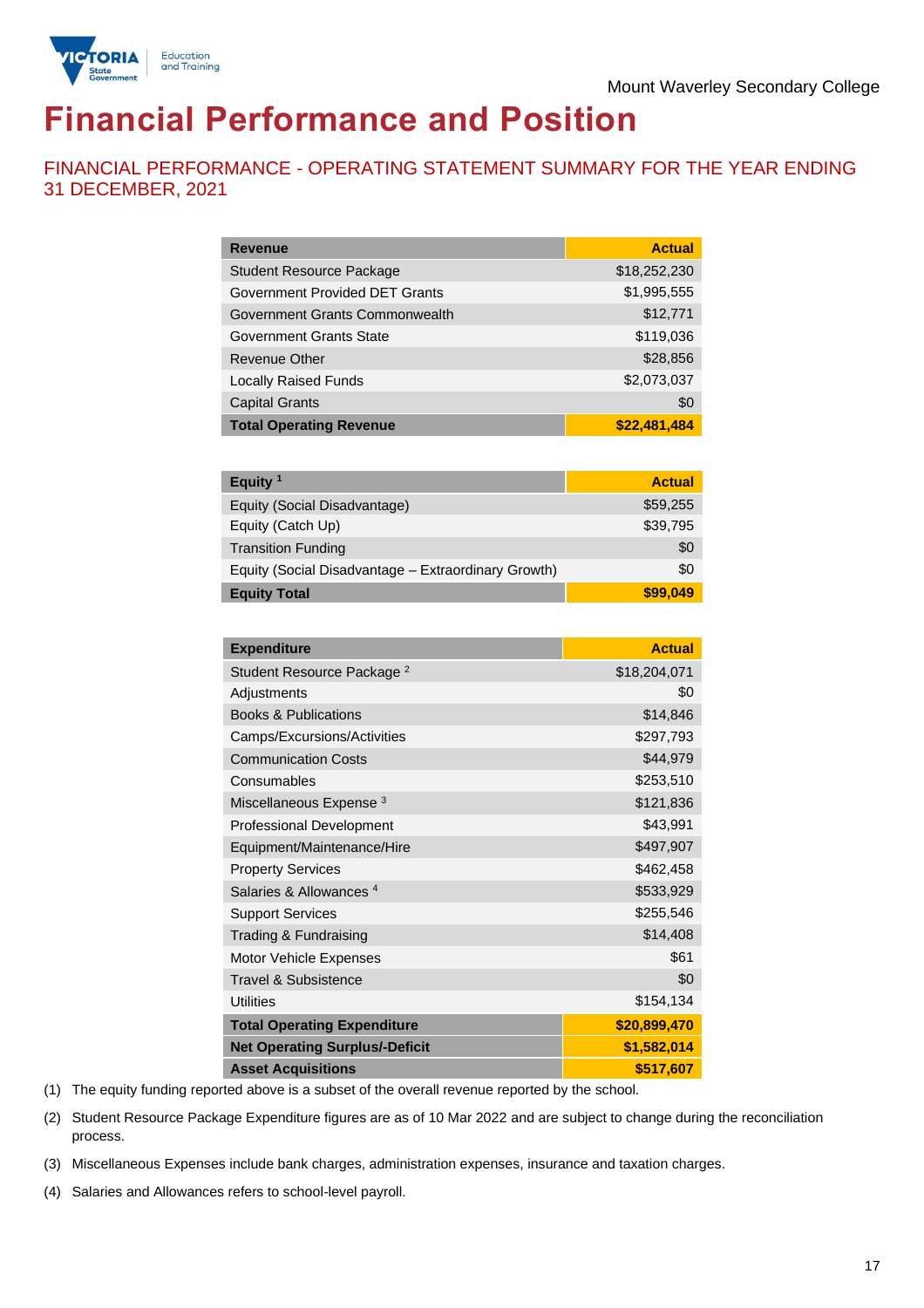Mount Waverley Secondary College

# Financial Performance and Position

## FINANCIAL PERFORMANCE - OPERATING STATEMENT SUMMARY FOR THE YEAR ENDING 31 DECEMBER, 2021

| Revenue | Actual |
|---|---|
| Student Resource Package | $18,252,230 |
| Government Provided DET Grants | $1,995,555 |
| Government Grants Commonwealth | $12,771 |
| Government Grants State | $119,036 |
| Revenue Other | $28,856 |
| Locally Raised Funds | $2,073,037 |
| Capital Grants | $0 |
| **Total Operating Revenue** | **$22,481,484** |

| Equity [1] | Actual |
|---|---|
| Equity (Social Disadvantage) | $59,255 |
| Equity (Catch Up) | $39,795 |
| Transition Funding | $0 |
| Equity (Social Disadvantage – Extraordinary Growth) | $0 |
| **Equity Total** | **$99,049** |

| Expenditure | Actual |
|---|---|
| Student Resource Package [2] | $18,204,071 |
| Adjustments | $0 |
| Books & Publications | $14,846 |
| Camps/Excursions/Activities | $297,793 |
| Communication Costs | $44,979 |
| Consumables | $253,510 |
| Miscellaneous Expense [3] | $121,836 |
| Professional Development | $43,991 |
| Equipment/Maintenance/Hire | $497,907 |
| Property Services | $462,458 |
| Salaries & Allowances [4] | $533,929 |
| Support Services | $255,546 |
| Trading & Fundraising | $14,408 |
| Motor Vehicle Expenses | $61 |
| Travel & Subsistence | $0 |
| Utilities | $154,134 |
| **Total Operating Expenditure** | **$20,899,470** |
| **Net Operating Surplus/-Deficit** | **$1,582,014** |
| **Asset Acquisitions** | **$517,607** |

(1) The equity funding reported above is a subset of the overall revenue reported by the school.

(2) Student Resource Package Expenditure figures are as of 10 Mar 2022 and are subject to change during the reconciliation process.

(3) Miscellaneous Expenses include bank charges, administration expenses, insurance and taxation charges.

(4) Salaries and Allowances refers to school-level payroll.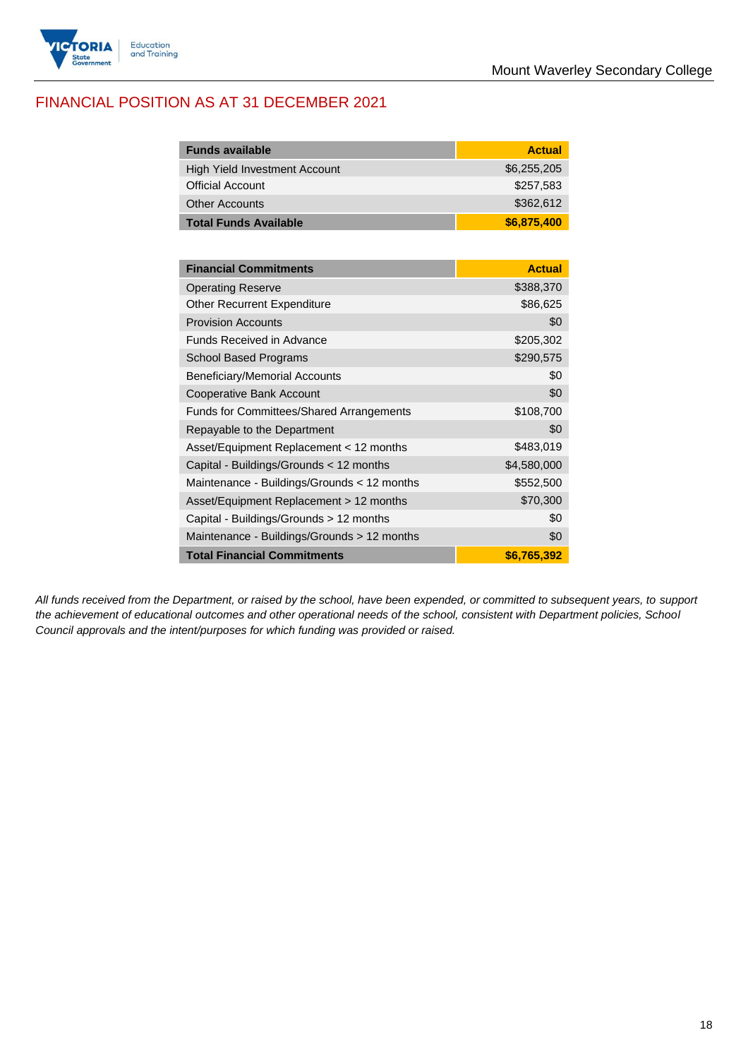## FINANCIAL POSITION AS AT 31 DECEMBER 2021

| Funds available | Actual |
|---|---|
| High Yield Investment Account | $6,255,205 |
| Official Account | $257,583 |
| Other Accounts | $362,612 |
| **Total Funds Available** | **$6,875,400** |

| Financial Commitments | Actual |
|---|---|
| Operating Reserve | $388,370 |
| Other Recurrent Expenditure | $86,625 |
| Provision Accounts | $0 |
| Funds Received in Advance | $205,302 |
| School Based Programs | $290,575 |
| Beneficiary/Memorial Accounts | $0 |
| Cooperative Bank Account | $0 |
| Funds for Committees/Shared Arrangements | $108,700 |
| Repayable to the Department | $0 |
| Asset/Equipment Replacement < 12 months | $483,019 |
| Capital - Buildings/Grounds < 12 months | $4,580,000 |
| Maintenance - Buildings/Grounds < 12 months | $552,500 |
| Asset/Equipment Replacement > 12 months | $70,300 |
| Capital - Buildings/Grounds > 12 months | $0 |
| Maintenance - Buildings/Grounds > 12 months | $0 |
| **Total Financial Commitments** | **$6,765,392** |

*All funds received from the Department, or raised by the school, have been expended, or committed to subsequent years, to support the achievement of educational outcomes and other operational needs of the school, consistent with Department policies, School Council approvals and the intent/purposes for which funding was provided or raised.*